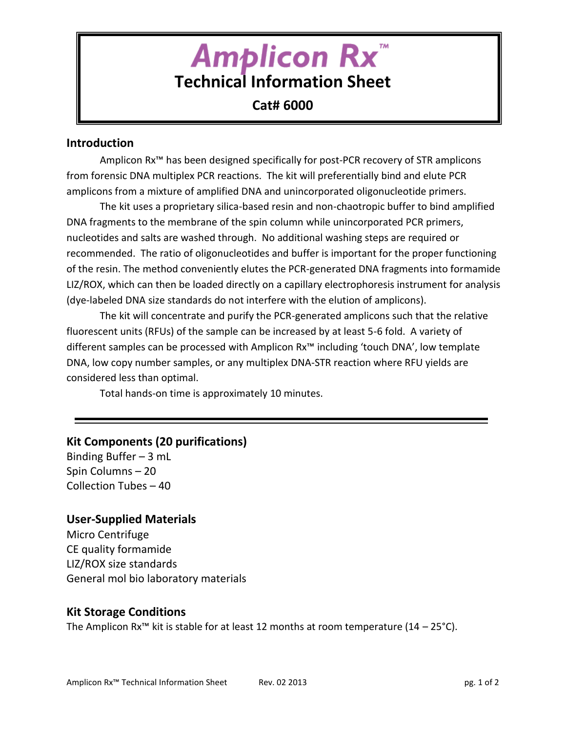# Amplicon Rx™

## Technical Information Sheet

### Cat# 6000

## Introduction

Amplicon Rx™ has been designed specifically for post-PCR recovery of STR amplicons from forensic DNA multiplex PCR reactions. The kit will preferentially bind and elute PCR amplicons from a mixture of amplified DNA and unincorporated oligonucleotide primers.

The kit uses a proprietary silica-based resin and non-chaotropic buffer to bind amplified DNA fragments to the membrane of the spin column while unincorporated PCR primers, nucleotides and salts are washed through. No additional washing steps are required or recommended. The ratio of oligonucleotides and buffer is important for the proper functioning of the resin. The method conveniently elutes the PCR-generated DNA fragments into formamide LIZ/ROX, which can then be loaded directly on a capillary electrophoresis instrument for analysis (dye-labeled DNA size standards do not interfere with the elution of amplicons).

The kit will concentrate and purify the PCR-generated amplicons such that the relative fluorescent units (RFUs) of the sample can be increased by at least 5-6 fold. A variety of different samples can be processed with Amplicon Rx™ including 'touch DNA', low template DNA, low copy number samples, or any multiplex DNA-STR reaction where RFU yields are considered less than optimal.

Total hands-on time is approximately 10 minutes.

---

## Kit Components (20 purifications)

Binding Buffer – 3 mL
Spin Columns – 20
Collection Tubes – 40

## User-Supplied Materials

Micro Centrifuge
CE quality formamide
LIZ/ROX size standards
General mol bio laboratory materials

## Kit Storage Conditions

The Amplicon Rx™ kit is stable for at least 12 months at room temperature (14 – 25°C).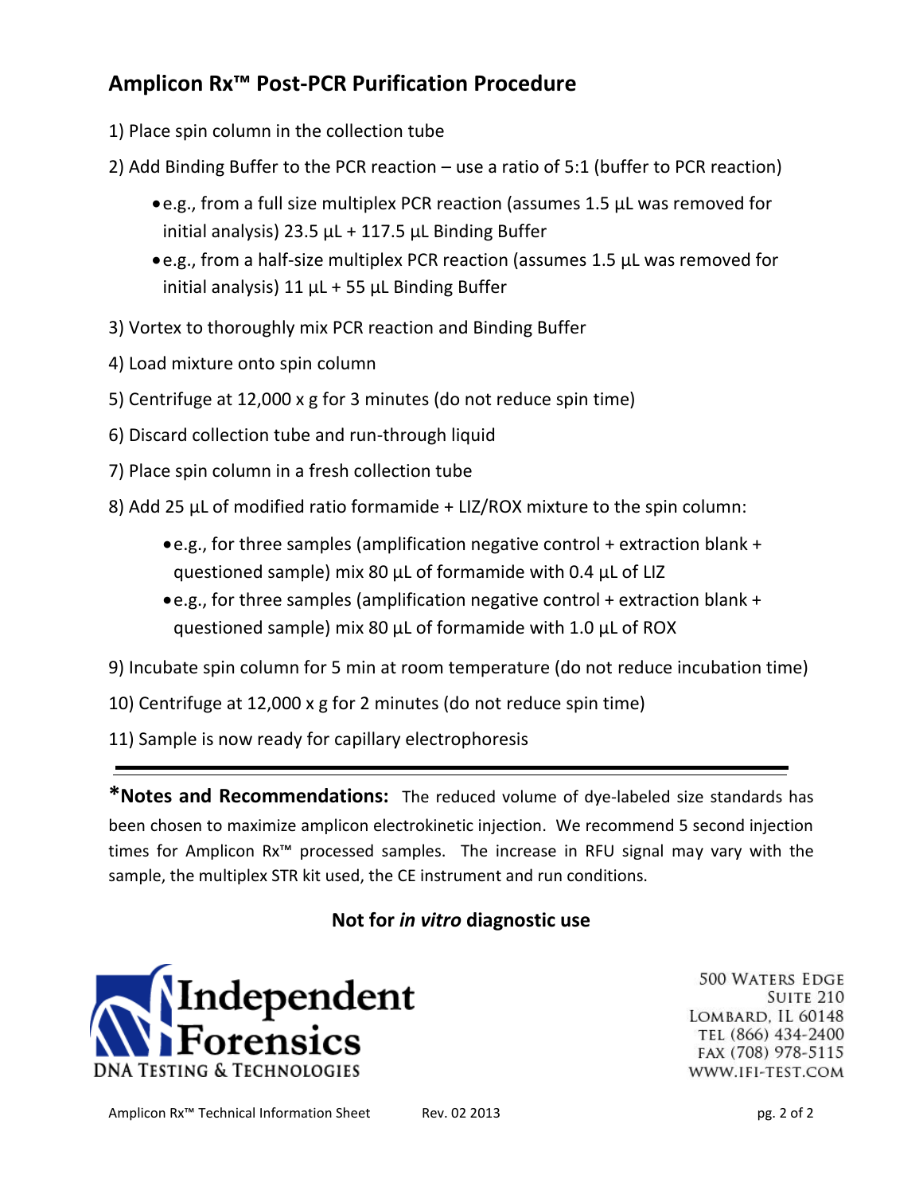## Amplicon Rx™ Post-PCR Purification Procedure

1) Place spin column in the collection tube

2) Add Binding Buffer to the PCR reaction – use a ratio of 5:1 (buffer to PCR reaction)

   - e.g., from a full size multiplex PCR reaction (assumes 1.5 µL was removed for initial analysis) 23.5 µL + 117.5 µL Binding Buffer
   - e.g., from a half-size multiplex PCR reaction (assumes 1.5 µL was removed for initial analysis) 11 µL + 55 µL Binding Buffer

3) Vortex to thoroughly mix PCR reaction and Binding Buffer

4) Load mixture onto spin column

5) Centrifuge at 12,000 x g for 3 minutes (do not reduce spin time)

6) Discard collection tube and run-through liquid

7) Place spin column in a fresh collection tube

8) Add 25 µL of modified ratio formamide + LIZ/ROX mixture to the spin column:

   - e.g., for three samples (amplification negative control + extraction blank + questioned sample) mix 80 µL of formamide with 0.4 µL of LIZ
   - e.g., for three samples (amplification negative control + extraction blank + questioned sample) mix 80 µL of formamide with 1.0 µL of ROX

9) Incubate spin column for 5 min at room temperature (do not reduce incubation time)

10) Centrifuge at 12,000 x g for 2 minutes (do not reduce spin time)

11) Sample is now ready for capillary electrophoresis

---

***Notes and Recommendations:** The reduced volume of dye-labeled size standards has been chosen to maximize amplicon electrokinetic injection. We recommend 5 second injection times for Amplicon Rx™ processed samples. The increase in RFU signal may vary with the sample, the multiplex STR kit used, the CE instrument and run conditions.

**Not for *in vitro* diagnostic use**

Independent Forensics
DNA Testing & Technologies

500 Waters Edge
Suite 210
Lombard, IL 60148
TEL (866) 434-2400
FAX (708) 978-5115
WWW.IFI-TEST.COM

Amplicon Rx™ Technical Information Sheet Rev. 02 2013